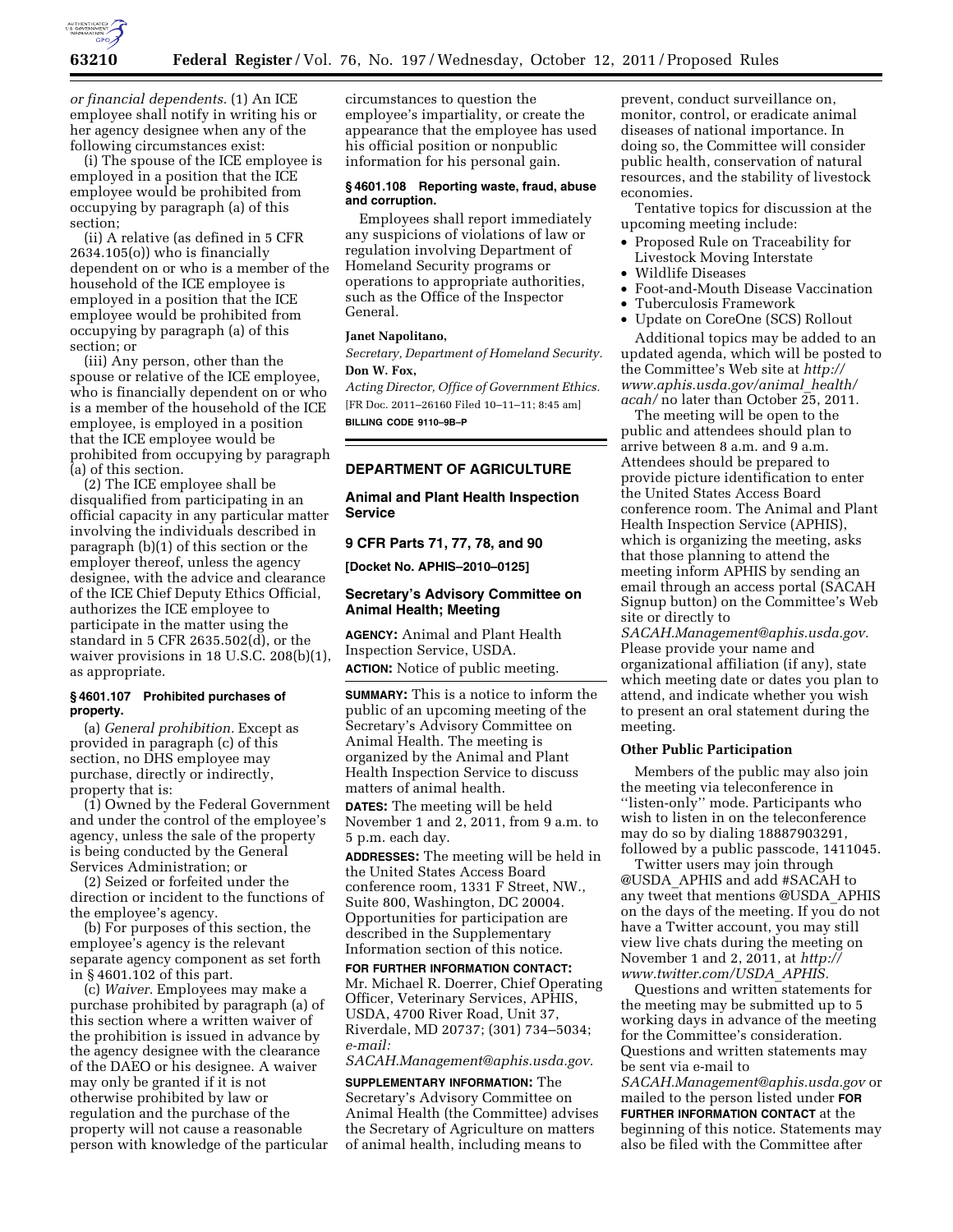*or financial dependents.* (1) An ICE employee shall notify in writing his or her agency designee when any of the following circumstances exist:

(i) The spouse of the ICE employee is employed in a position that the ICE employee would be prohibited from occupying by paragraph (a) of this section;

(ii) A relative (as defined in 5 CFR 2634.105(o)) who is financially dependent on or who is a member of the household of the ICE employee is employed in a position that the ICE employee would be prohibited from occupying by paragraph (a) of this section; or

(iii) Any person, other than the spouse or relative of the ICE employee, who is financially dependent on or who is a member of the household of the ICE employee, is employed in a position that the ICE employee would be prohibited from occupying by paragraph (a) of this section.

(2) The ICE employee shall be disqualified from participating in an official capacity in any particular matter involving the individuals described in paragraph (b)(1) of this section or the employer thereof, unless the agency designee, with the advice and clearance of the ICE Chief Deputy Ethics Official, authorizes the ICE employee to participate in the matter using the standard in 5 CFR 2635.502(d), or the waiver provisions in 18 U.S.C. 208(b)(1), as appropriate.

**§ 4601.107 Prohibited purchases of property.**

(a) *General prohibition.* Except as provided in paragraph (c) of this section, no DHS employee may purchase, directly or indirectly, property that is:

(1) Owned by the Federal Government and under the control of the employee's agency, unless the sale of the property is being conducted by the General Services Administration; or

(2) Seized or forfeited under the direction or incident to the functions of the employee's agency.

(b) For purposes of this section, the employee's agency is the relevant separate agency component as set forth in § 4601.102 of this part.

(c) *Waiver.* Employees may make a purchase prohibited by paragraph (a) of this section where a written waiver of the prohibition is issued in advance by the agency designee with the clearance of the DAEO or his designee. A waiver may only be granted if it is not otherwise prohibited by law or regulation and the purchase of the property will not cause a reasonable person with knowledge of the particular circumstances to question the employee's impartiality, or create the appearance that the employee has used his official position or nonpublic information for his personal gain.

**§ 4601.108 Reporting waste, fraud, abuse and corruption.**

Employees shall report immediately any suspicions of violations of law or regulation involving Department of Homeland Security programs or operations to appropriate authorities, such as the Office of the Inspector General.

**Janet Napolitano,**

*Secretary, Department of Homeland Security.*

**Don W. Fox,**

*Acting Director, Office of Government Ethics.*

[FR Doc. 2011–26160 Filed 10–11–11; 8:45 am]

**BILLING CODE 9110–9B–P**

---

## DEPARTMENT OF AGRICULTURE

### Animal and Plant Health Inspection Service

### 9 CFR Parts 71, 77, 78, and 90

**[Docket No. APHIS–2010–0125]**

### Secretary's Advisory Committee on Animal Health; Meeting

**AGENCY:** Animal and Plant Health Inspection Service, USDA.

**ACTION:** Notice of public meeting.

**SUMMARY:** This is a notice to inform the public of an upcoming meeting of the Secretary's Advisory Committee on Animal Health. The meeting is organized by the Animal and Plant Health Inspection Service to discuss matters of animal health.

**DATES:** The meeting will be held November 1 and 2, 2011, from 9 a.m. to 5 p.m. each day.

**ADDRESSES:** The meeting will be held in the United States Access Board conference room, 1331 F Street, NW., Suite 800, Washington, DC 20004. Opportunities for participation are described in the Supplementary Information section of this notice.

**FOR FURTHER INFORMATION CONTACT:** Mr. Michael R. Doerrer, Chief Operating Officer, Veterinary Services, APHIS, USDA, 4700 River Road, Unit 37, Riverdale, MD 20737; (301) 734–5034; *e-mail: SACAH.Management@aphis.usda.gov.*

**SUPPLEMENTARY INFORMATION:** The Secretary's Advisory Committee on Animal Health (the Committee) advises the Secretary of Agriculture on matters of animal health, including means to prevent, conduct surveillance on, monitor, control, or eradicate animal diseases of national importance. In doing so, the Committee will consider public health, conservation of natural resources, and the stability of livestock economies.

Tentative topics for discussion at the upcoming meeting include:

- Proposed Rule on Traceability for Livestock Moving Interstate
- Wildlife Diseases
- Foot-and-Mouth Disease Vaccination
- Tuberculosis Framework
- Update on CoreOne (SCS) Rollout

Additional topics may be added to an updated agenda, which will be posted to the Committee's Web site at *http://www.aphis.usda.gov/animal_health/acah/* no later than October 25, 2011.

The meeting will be open to the public and attendees should plan to arrive between 8 a.m. and 9 a.m. Attendees should be prepared to provide picture identification to enter the United States Access Board conference room. The Animal and Plant Health Inspection Service (APHIS), which is organizing the meeting, asks that those planning to attend the meeting inform APHIS by sending an email through an access portal (SACAH Signup button) on the Committee's Web site or directly to *SACAH.Management@aphis.usda.gov.* Please provide your name and organizational affiliation (if any), state which meeting date or dates you plan to attend, and indicate whether you wish to present an oral statement during the meeting.

**Other Public Participation**

Members of the public may also join the meeting via teleconference in "listen-only" mode. Participants who wish to listen in on the teleconference may do so by dialing 18887903291, followed by a public passcode, 1411045.

Twitter users may join through @USDA_APHIS and add #SACAH to any tweet that mentions @USDA_APHIS on the days of the meeting. If you do not have a Twitter account, you may still view live chats during the meeting on November 1 and 2, 2011, at *http://www.twitter.com/USDA_APHIS.*

Questions and written statements for the meeting may be submitted up to 5 working days in advance of the meeting for the Committee's consideration. Questions and written statements may be sent via e-mail to *SACAH.Management@aphis.usda.gov* or mailed to the person listed under **FOR FURTHER INFORMATION CONTACT** at the beginning of this notice. Statements may also be filed with the Committee after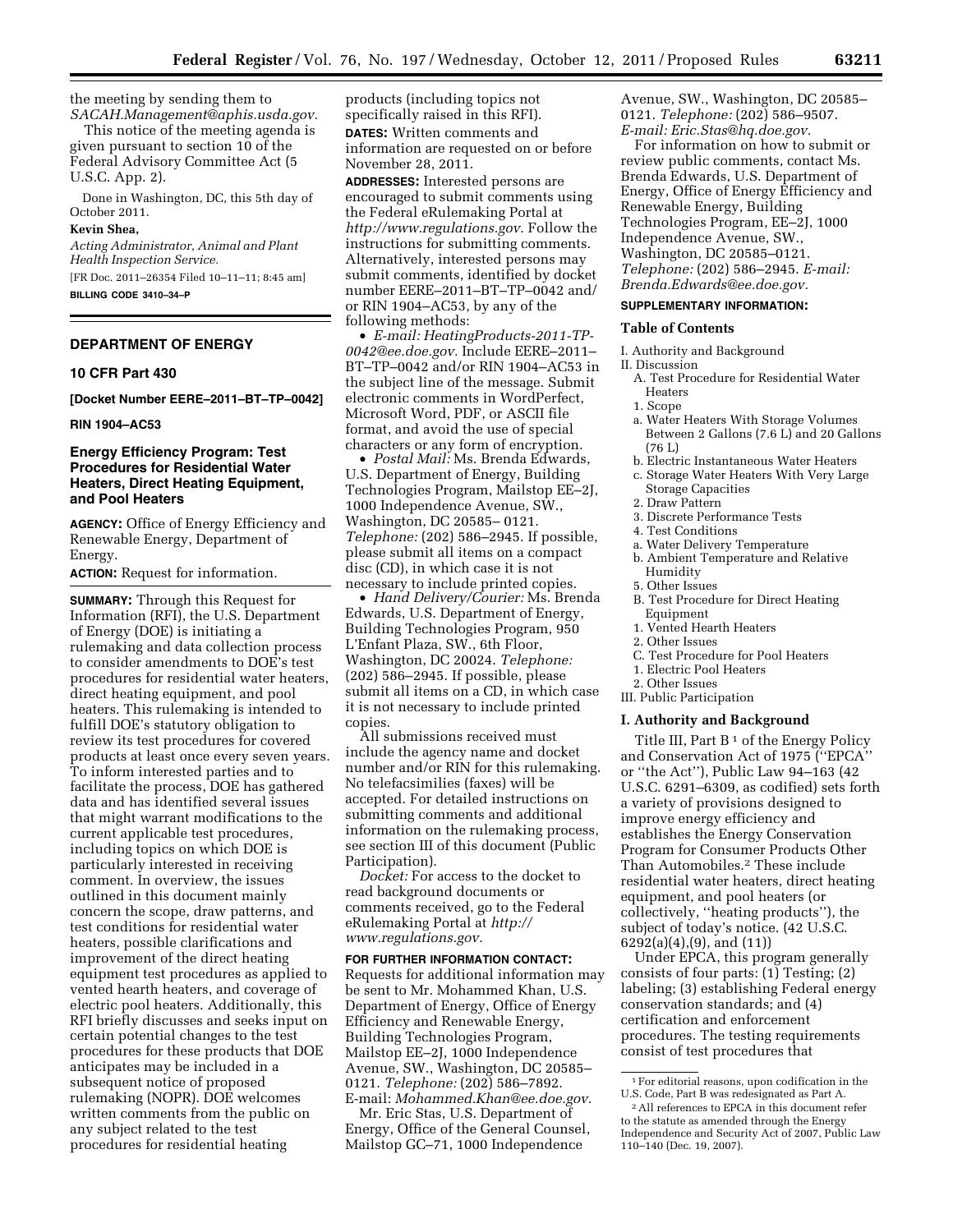the meeting by sending them to *SACAH.Management@aphis.usda.gov.*

This notice of the meeting agenda is given pursuant to section 10 of the Federal Advisory Committee Act (5 U.S.C. App. 2).

Done in Washington, DC, this 5th day of October 2011.

**Kevin Shea,**

*Acting Administrator, Animal and Plant Health Inspection Service.*

[FR Doc. 2011–26354 Filed 10–11–11; 8:45 am]

**BILLING CODE 3410–34–P**

---

## DEPARTMENT OF ENERGY

### 10 CFR Part 430

**[Docket Number EERE–2011–BT–TP–0042]**

**RIN 1904–AC53**

### Energy Efficiency Program: Test Procedures for Residential Water Heaters, Direct Heating Equipment, and Pool Heaters

**AGENCY:** Office of Energy Efficiency and Renewable Energy, Department of Energy.

**ACTION:** Request for information.

**SUMMARY:** Through this Request for Information (RFI), the U.S. Department of Energy (DOE) is initiating a rulemaking and data collection process to consider amendments to DOE's test procedures for residential water heaters, direct heating equipment, and pool heaters. This rulemaking is intended to fulfill DOE's statutory obligation to review its test procedures for covered products at least once every seven years. To inform interested parties and to facilitate the process, DOE has gathered data and has identified several issues that might warrant modifications to the current applicable test procedures, including topics on which DOE is particularly interested in receiving comment. In overview, the issues outlined in this document mainly concern the scope, draw patterns, and test conditions for residential water heaters, possible clarifications and improvement of the direct heating equipment test procedures as applied to vented hearth heaters, and coverage of electric pool heaters. Additionally, this RFI briefly discusses and seeks input on certain potential changes to the test procedures for these products that DOE anticipates may be included in a subsequent notice of proposed rulemaking (NOPR). DOE welcomes written comments from the public on any subject related to the test procedures for residential heating products (including topics not specifically raised in this RFI).

**DATES:** Written comments and information are requested on or before November 28, 2011.

**ADDRESSES:** Interested persons are encouraged to submit comments using the Federal eRulemaking Portal at *http://www.regulations.gov.* Follow the instructions for submitting comments. Alternatively, interested persons may submit comments, identified by docket number EERE–2011–BT–TP–0042 and/or RIN 1904–AC53, by any of the following methods:

- *E-mail: HeatingProducts-2011-TP-0042@ee.doe.gov.* Include EERE–2011–BT–TP–0042 and/or RIN 1904–AC53 in the subject line of the message. Submit electronic comments in WordPerfect, Microsoft Word, PDF, or ASCII file format, and avoid the use of special characters or any form of encryption.
- *Postal Mail:* Ms. Brenda Edwards, U.S. Department of Energy, Building Technologies Program, Mailstop EE–2J, 1000 Independence Avenue, SW., Washington, DC 20585– 0121. *Telephone:* (202) 586–2945. If possible, please submit all items on a compact disc (CD), in which case it is not necessary to include printed copies.
- *Hand Delivery/Courier:* Ms. Brenda Edwards, U.S. Department of Energy, Building Technologies Program, 950 L'Enfant Plaza, SW., 6th Floor, Washington, DC 20024. *Telephone:* (202) 586–2945. If possible, please submit all items on a CD, in which case it is not necessary to include printed copies.

All submissions received must include the agency name and docket number and/or RIN for this rulemaking. No telefacsimilies (faxes) will be accepted. For detailed instructions on submitting comments and additional information on the rulemaking process, see section III of this document (Public Participation).

*Docket:* For access to the docket to read background documents or comments received, go to the Federal eRulemaking Portal at *http://www.regulations.gov.*

**FOR FURTHER INFORMATION CONTACT:** Requests for additional information may be sent to Mr. Mohammed Khan, U.S. Department of Energy, Office of Energy Efficiency and Renewable Energy, Building Technologies Program, Mailstop EE–2J, 1000 Independence Avenue, SW., Washington, DC 20585–0121. *Telephone:* (202) 586–7892. E-mail: *Mohammed.Khan@ee.doe.gov.*

Mr. Eric Stas, U.S. Department of Energy, Office of the General Counsel, Mailstop GC–71, 1000 Independence Avenue, SW., Washington, DC 20585–0121. *Telephone:* (202) 586–9507. *E-mail: Eric.Stas@hq.doe.gov.*

For information on how to submit or review public comments, contact Ms. Brenda Edwards, U.S. Department of Energy, Office of Energy Efficiency and Renewable Energy, Building Technologies Program, EE–2J, 1000 Independence Avenue, SW., Washington, DC 20585–0121. *Telephone:* (202) 586–2945. *E-mail: Brenda.Edwards@ee.doe.gov.*

**SUPPLEMENTARY INFORMATION:**

**Table of Contents**

I. Authority and Background
II. Discussion
  A. Test Procedure for Residential Water Heaters
  1. Scope
  a. Water Heaters With Storage Volumes Between 2 Gallons (7.6 L) and 20 Gallons (76 L)
  b. Electric Instantaneous Water Heaters
  c. Storage Water Heaters With Very Large Storage Capacities
  2. Draw Pattern
  3. Discrete Performance Tests
  4. Test Conditions
  a. Water Delivery Temperature
  b. Ambient Temperature and Relative Humidity
  5. Other Issues
  B. Test Procedure for Direct Heating Equipment
  1. Vented Hearth Heaters
  2. Other Issues
  C. Test Procedure for Pool Heaters
  1. Electric Pool Heaters
  2. Other Issues
III. Public Participation

### I. Authority and Background

Title III, Part B [1] of the Energy Policy and Conservation Act of 1975 (''EPCA'' or ''the Act''), Public Law 94–163 (42 U.S.C. 6291–6309, as codified) sets forth a variety of provisions designed to improve energy efficiency and establishes the Energy Conservation Program for Consumer Products Other Than Automobiles.[2] These include residential water heaters, direct heating equipment, and pool heaters (or collectively, ''heating products''), the subject of today's notice. (42 U.S.C. 6292(a)(4),(9), and (11))

Under EPCA, this program generally consists of four parts: (1) Testing; (2) labeling; (3) establishing Federal energy conservation standards; and (4) certification and enforcement procedures. The testing requirements consist of test procedures that

---

[1] For editorial reasons, upon codification in the U.S. Code, Part B was redesignated as Part A.

[2] All references to EPCA in this document refer to the statute as amended through the Energy Independence and Security Act of 2007, Public Law 110–140 (Dec. 19, 2007).